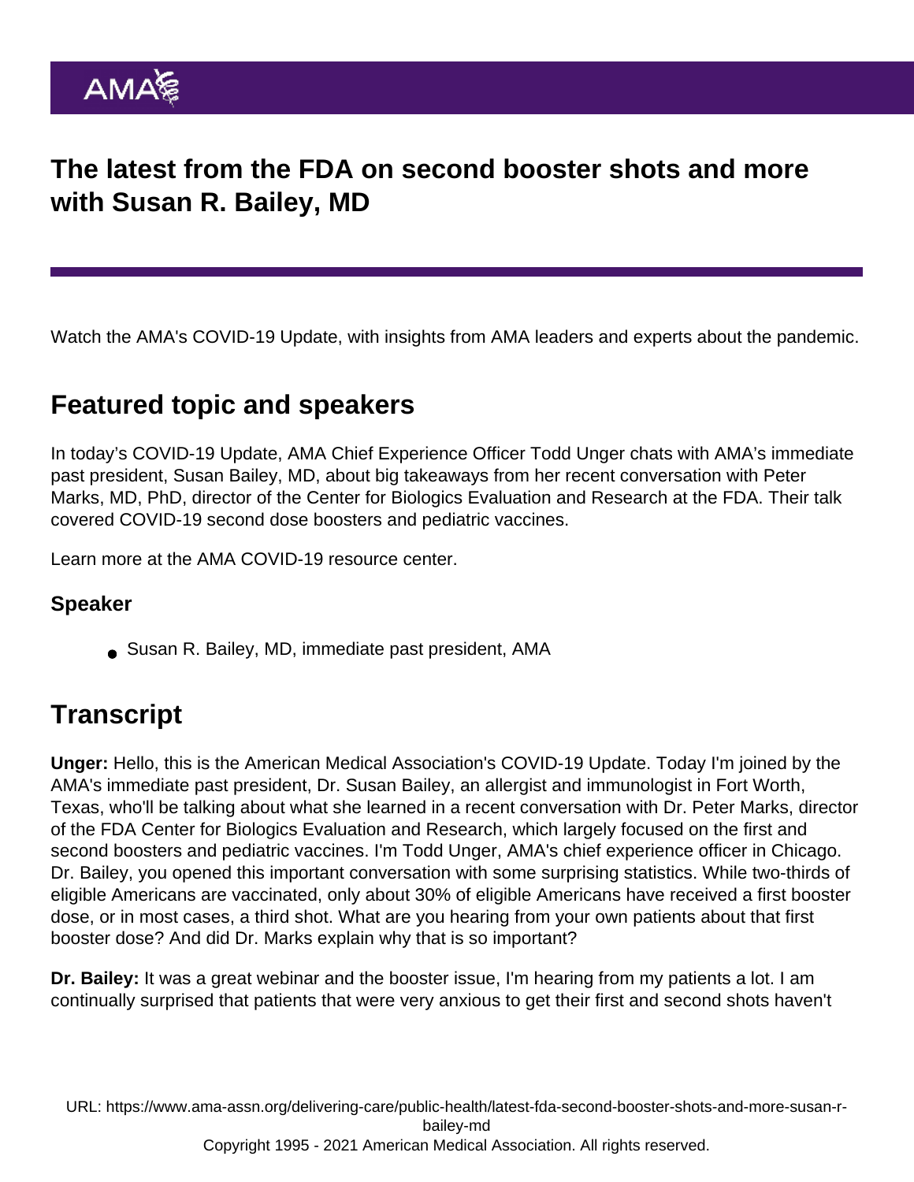# The latest from the FDA on second booster shots and more with Susan R. Bailey, MD

Watch the AMA's COVID-19 Update, with insights from AMA leaders and experts about the pandemic.

## Featured topic and speakers

In today's COVID-19 Update, AMA Chief Experience Officer Todd Unger chats with AMA's immediate past president, Susan Bailey, MD, about big takeaways from her recent conversation with Peter Marks, MD, PhD, director of the Center for Biologics Evaluation and Research at the FDA. Their talk covered COVID-19 second dose boosters and pediatric vaccines.

Learn more at the AMA COVID-19 resource center.

### Speaker

- Susan R. Bailey, MD, immediate past president, AMA

## Transcript

**Unger:** Hello, this is the American Medical Association's COVID-19 Update. Today I'm joined by the AMA's immediate past president, Dr. Susan Bailey, an allergist and immunologist in Fort Worth, Texas, who'll be talking about what she learned in a recent conversation with Dr. Peter Marks, director of the FDA Center for Biologics Evaluation and Research, which largely focused on the first and second boosters and pediatric vaccines. I'm Todd Unger, AMA's chief experience officer in Chicago. Dr. Bailey, you opened this important conversation with some surprising statistics. While two-thirds of eligible Americans are vaccinated, only about 30% of eligible Americans have received a first booster dose, or in most cases, a third shot. What are you hearing from your own patients about that first booster dose? And did Dr. Marks explain why that is so important?

**Dr. Bailey:** It was a great webinar and the booster issue, I'm hearing from my patients a lot. I am continually surprised that patients that were very anxious to get their first and second shots haven't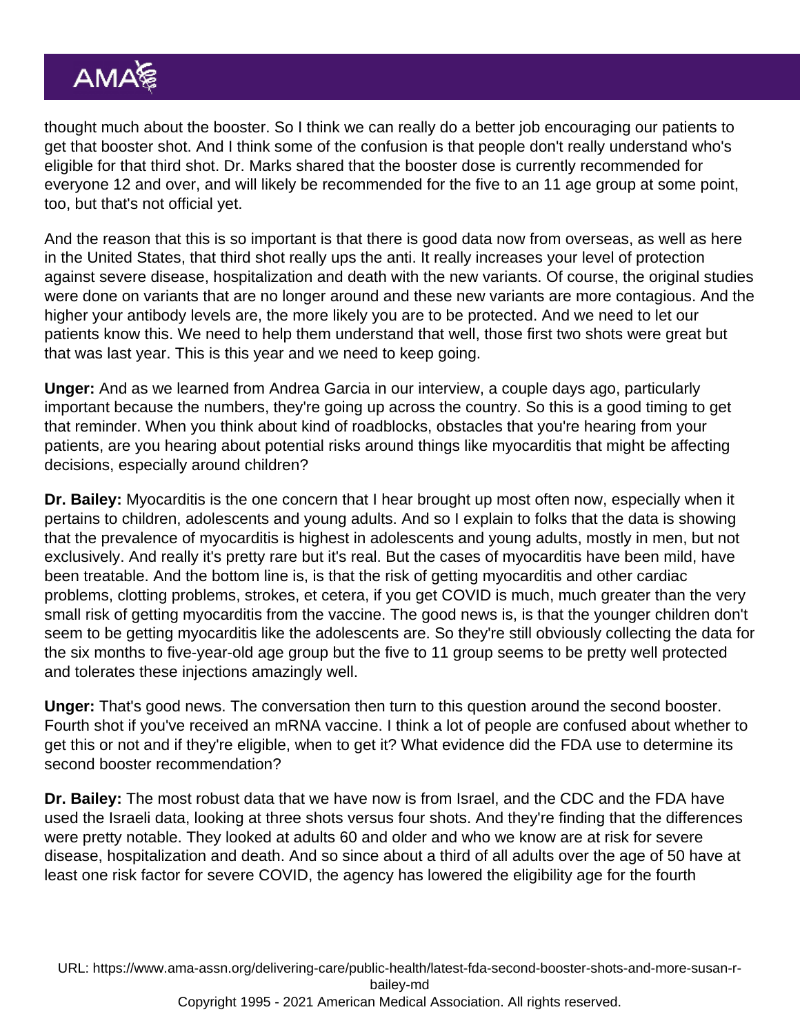thought much about the booster. So I think we can really do a better job encouraging our patients to get that booster shot. And I think some of the confusion is that people don't really understand who's eligible for that third shot. Dr. Marks shared that the booster dose is currently recommended for everyone 12 and over, and will likely be recommended for the five to an 11 age group at some point, too, but that's not official yet.

And the reason that this is so important is that there is good data now from overseas, as well as here in the United States, that third shot really ups the anti. It really increases your level of protection against severe disease, hospitalization and death with the new variants. Of course, the original studies were done on variants that are no longer around and these new variants are more contagious. And the higher your antibody levels are, the more likely you are to be protected. And we need to let our patients know this. We need to help them understand that well, those first two shots were great but that was last year. This is this year and we need to keep going.

**Unger:** And as we learned from Andrea Garcia in our interview, a couple days ago, particularly important because the numbers, they're going up across the country. So this is a good timing to get that reminder. When you think about kind of roadblocks, obstacles that you're hearing from your patients, are you hearing about potential risks around things like myocarditis that might be affecting decisions, especially around children?

**Dr. Bailey:** Myocarditis is the one concern that I hear brought up most often now, especially when it pertains to children, adolescents and young adults. And so I explain to folks that the data is showing that the prevalence of myocarditis is highest in adolescents and young adults, mostly in men, but not exclusively. And really it's pretty rare but it's real. But the cases of myocarditis have been mild, have been treatable. And the bottom line is, is that the risk of getting myocarditis and other cardiac problems, clotting problems, strokes, et cetera, if you get COVID is much, much greater than the very small risk of getting myocarditis from the vaccine. The good news is, is that the younger children don't seem to be getting myocarditis like the adolescents are. So they're still obviously collecting the data for the six months to five-year-old age group but the five to 11 group seems to be pretty well protected and tolerates these injections amazingly well.

**Unger:** That's good news. The conversation then turn to this question around the second booster. Fourth shot if you've received an mRNA vaccine. I think a lot of people are confused about whether to get this or not and if they're eligible, when to get it? What evidence did the FDA use to determine its second booster recommendation?

**Dr. Bailey:** The most robust data that we have now is from Israel, and the CDC and the FDA have used the Israeli data, looking at three shots versus four shots. And they're finding that the differences were pretty notable. They looked at adults 60 and older and who we know are at risk for severe disease, hospitalization and death. And so since about a third of all adults over the age of 50 have at least one risk factor for severe COVID, the agency has lowered the eligibility age for the fourth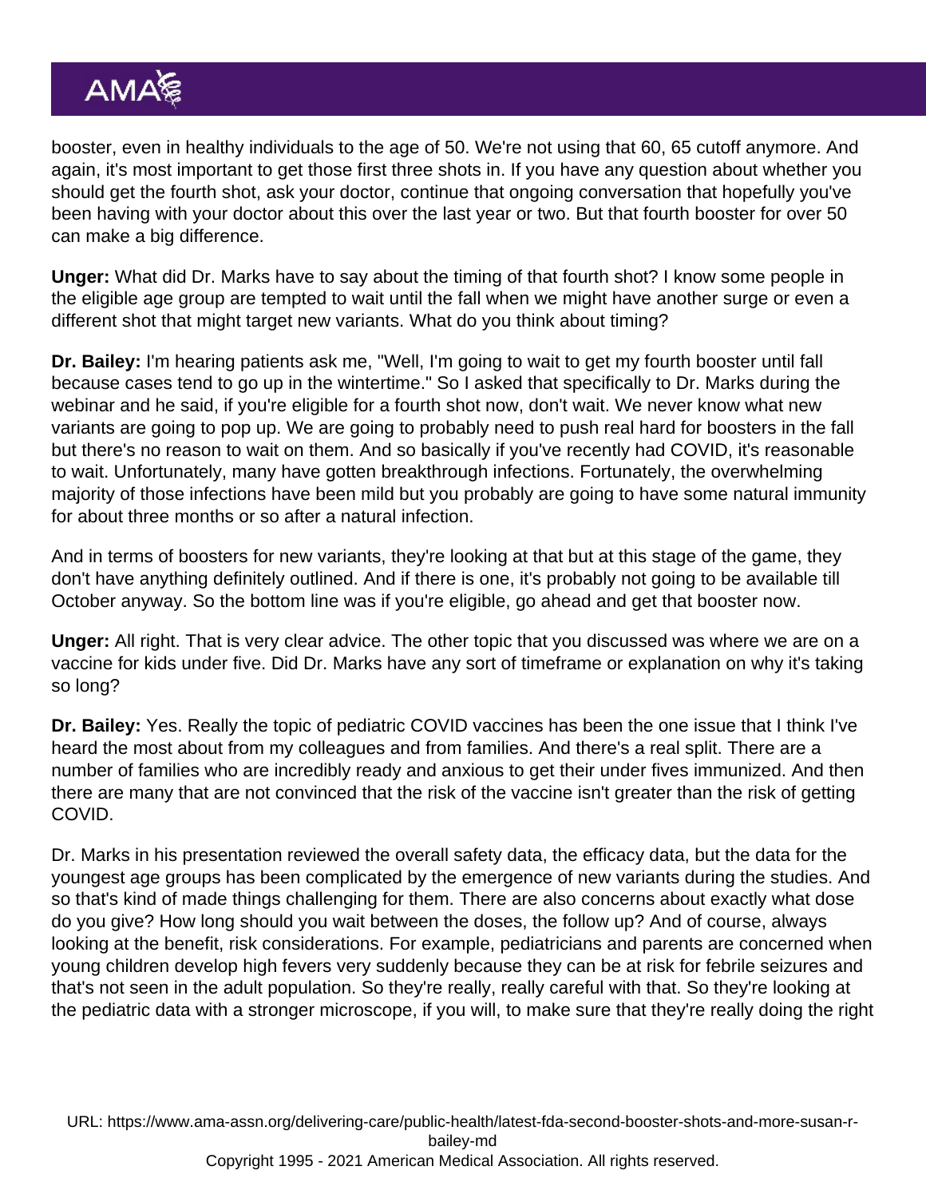booster, even in healthy individuals to the age of 50. We're not using that 60, 65 cutoff anymore. And again, it's most important to get those first three shots in. If you have any question about whether you should get the fourth shot, ask your doctor, continue that ongoing conversation that hopefully you've been having with your doctor about this over the last year or two. But that fourth booster for over 50 can make a big difference.

**Unger:** What did Dr. Marks have to say about the timing of that fourth shot? I know some people in the eligible age group are tempted to wait until the fall when we might have another surge or even a different shot that might target new variants. What do you think about timing?

**Dr. Bailey:** I'm hearing patients ask me, "Well, I'm going to wait to get my fourth booster until fall because cases tend to go up in the wintertime." So I asked that specifically to Dr. Marks during the webinar and he said, if you're eligible for a fourth shot now, don't wait. We never know what new variants are going to pop up. We are going to probably need to push real hard for boosters in the fall but there's no reason to wait on them. And so basically if you've recently had COVID, it's reasonable to wait. Unfortunately, many have gotten breakthrough infections. Fortunately, the overwhelming majority of those infections have been mild but you probably are going to have some natural immunity for about three months or so after a natural infection.

And in terms of boosters for new variants, they're looking at that but at this stage of the game, they don't have anything definitely outlined. And if there is one, it's probably not going to be available till October anyway. So the bottom line was if you're eligible, go ahead and get that booster now.

**Unger:** All right. That is very clear advice. The other topic that you discussed was where we are on a vaccine for kids under five. Did Dr. Marks have any sort of timeframe or explanation on why it's taking so long?

**Dr. Bailey:** Yes. Really the topic of pediatric COVID vaccines has been the one issue that I think I've heard the most about from my colleagues and from families. And there's a real split. There are a number of families who are incredibly ready and anxious to get their under fives immunized. And then there are many that are not convinced that the risk of the vaccine isn't greater than the risk of getting COVID.

Dr. Marks in his presentation reviewed the overall safety data, the efficacy data, but the data for the youngest age groups has been complicated by the emergence of new variants during the studies. And so that's kind of made things challenging for them. There are also concerns about exactly what dose do you give? How long should you wait between the doses, the follow up? And of course, always looking at the benefit, risk considerations. For example, pediatricians and parents are concerned when young children develop high fevers very suddenly because they can be at risk for febrile seizures and that's not seen in the adult population. So they're really, really careful with that. So they're looking at the pediatric data with a stronger microscope, if you will, to make sure that they're really doing the right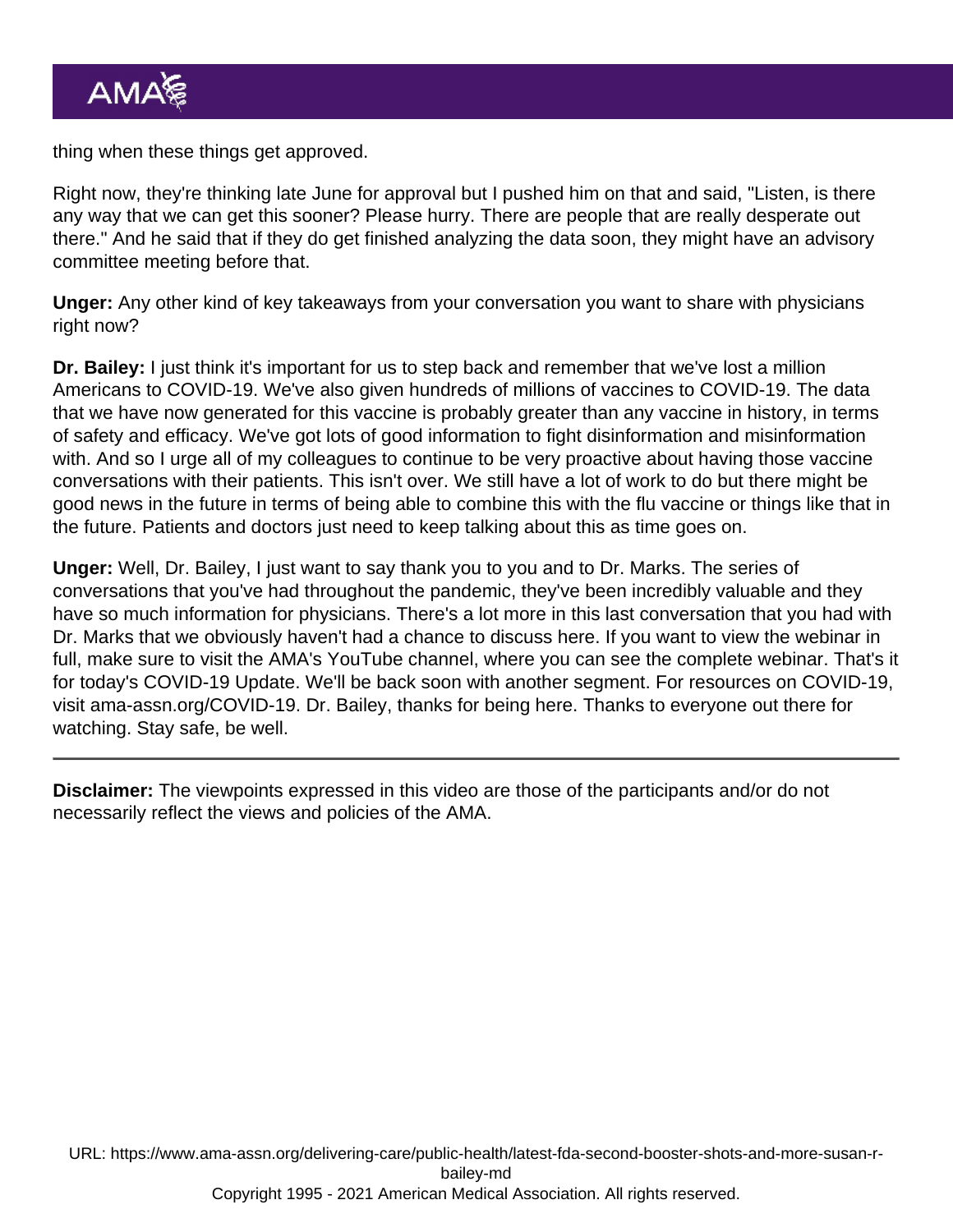thing when these things get approved.

Right now, they're thinking late June for approval but I pushed him on that and said, "Listen, is there any way that we can get this sooner? Please hurry. There are people that are really desperate out there." And he said that if they do get finished analyzing the data soon, they might have an advisory committee meeting before that.

**Unger:** Any other kind of key takeaways from your conversation you want to share with physicians right now?

**Dr. Bailey:** I just think it's important for us to step back and remember that we've lost a million Americans to COVID-19. We've also given hundreds of millions of vaccines to COVID-19. The data that we have now generated for this vaccine is probably greater than any vaccine in history, in terms of safety and efficacy. We've got lots of good information to fight disinformation and misinformation with. And so I urge all of my colleagues to continue to be very proactive about having those vaccine conversations with their patients. This isn't over. We still have a lot of work to do but there might be good news in the future in terms of being able to combine this with the flu vaccine or things like that in the future. Patients and doctors just need to keep talking about this as time goes on.

**Unger:** Well, Dr. Bailey, I just want to say thank you to you and to Dr. Marks. The series of conversations that you've had throughout the pandemic, they've been incredibly valuable and they have so much information for physicians. There's a lot more in this last conversation that you had with Dr. Marks that we obviously haven't had a chance to discuss here. If you want to view the webinar in full, make sure to visit the AMA's YouTube channel, where you can see the complete webinar. That's it for today's COVID-19 Update. We'll be back soon with another segment. For resources on COVID-19, visit ama-assn.org/COVID-19. Dr. Bailey, thanks for being here. Thanks to everyone out there for watching. Stay safe, be well.

---

**Disclaimer:** The viewpoints expressed in this video are those of the participants and/or do not necessarily reflect the views and policies of the AMA.